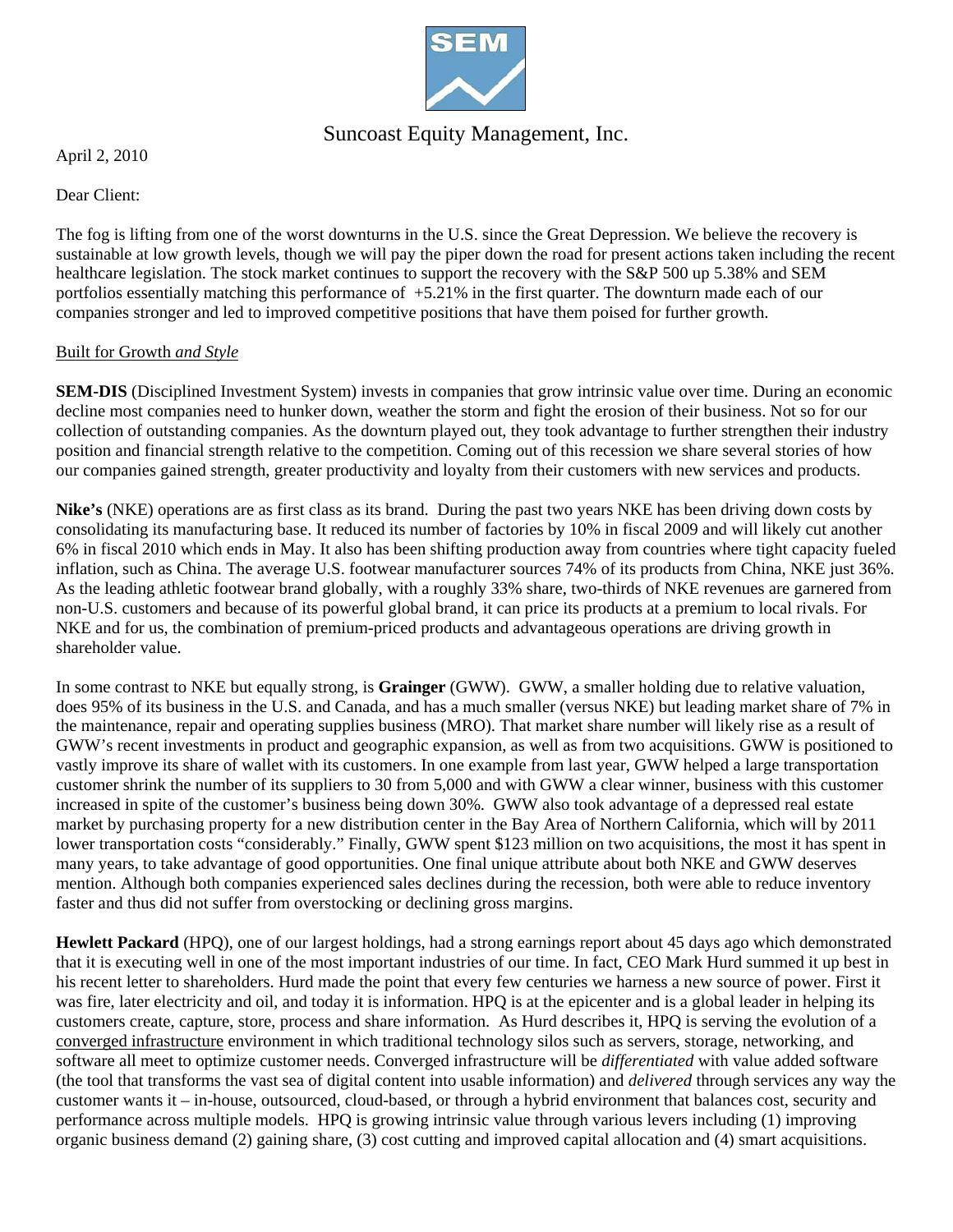Suncoast Equity Management, Inc.

April 2, 2010

Dear Client:

The fog is lifting from one of the worst downturns in the U.S. since the Great Depression. We believe the recovery is sustainable at low growth levels, though we will pay the piper down the road for present actions taken including the recent healthcare legislation. The stock market continues to support the recovery with the S&P 500 up 5.38% and SEM portfolios essentially matching this performance of +5.21% in the first quarter. The downturn made each of our companies stronger and led to improved competitive positions that have them poised for further growth.

<u>Built for Growth *and Style*</u>

**SEM-DIS** (Disciplined Investment System) invests in companies that grow intrinsic value over time. During an economic decline most companies need to hunker down, weather the storm and fight the erosion of their business. Not so for our collection of outstanding companies. As the downturn played out, they took advantage to further strengthen their industry position and financial strength relative to the competition. Coming out of this recession we share several stories of how our companies gained strength, greater productivity and loyalty from their customers with new services and products.

**Nike's** (NKE) operations are as first class as its brand. During the past two years NKE has been driving down costs by consolidating its manufacturing base. It reduced its number of factories by 10% in fiscal 2009 and will likely cut another 6% in fiscal 2010 which ends in May. It also has been shifting production away from countries where tight capacity fueled inflation, such as China. The average U.S. footwear manufacturer sources 74% of its products from China, NKE just 36%. As the leading athletic footwear brand globally, with a roughly 33% share, two-thirds of NKE revenues are garnered from non-U.S. customers and because of its powerful global brand, it can price its products at a premium to local rivals. For NKE and for us, the combination of premium-priced products and advantageous operations are driving growth in shareholder value.

In some contrast to NKE but equally strong, is **Grainger** (GWW). GWW, a smaller holding due to relative valuation, does 95% of its business in the U.S. and Canada, and has a much smaller (versus NKE) but leading market share of 7% in the maintenance, repair and operating supplies business (MRO). That market share number will likely rise as a result of GWW's recent investments in product and geographic expansion, as well as from two acquisitions. GWW is positioned to vastly improve its share of wallet with its customers. In one example from last year, GWW helped a large transportation customer shrink the number of its suppliers to 30 from 5,000 and with GWW a clear winner, business with this customer increased in spite of the customer's business being down 30%. GWW also took advantage of a depressed real estate market by purchasing property for a new distribution center in the Bay Area of Northern California, which will by 2011 lower transportation costs "considerably." Finally, GWW spent $123 million on two acquisitions, the most it has spent in many years, to take advantage of good opportunities. One final unique attribute about both NKE and GWW deserves mention. Although both companies experienced sales declines during the recession, both were able to reduce inventory faster and thus did not suffer from overstocking or declining gross margins.

**Hewlett Packard** (HPQ), one of our largest holdings, had a strong earnings report about 45 days ago which demonstrated that it is executing well in one of the most important industries of our time. In fact, CEO Mark Hurd summed it up best in his recent letter to shareholders. Hurd made the point that every few centuries we harness a new source of power. First it was fire, later electricity and oil, and today it is information. HPQ is at the epicenter and is a global leader in helping its customers create, capture, store, process and share information. As Hurd describes it, HPQ is serving the evolution of a <u>converged infrastructure</u> environment in which traditional technology silos such as servers, storage, networking, and software all meet to optimize customer needs. Converged infrastructure will be *differentiated* with value added software (the tool that transforms the vast sea of digital content into usable information) and *delivered* through services any way the customer wants it – in-house, outsourced, cloud-based, or through a hybrid environment that balances cost, security and performance across multiple models. HPQ is growing intrinsic value through various levers including (1) improving organic business demand (2) gaining share, (3) cost cutting and improved capital allocation and (4) smart acquisitions.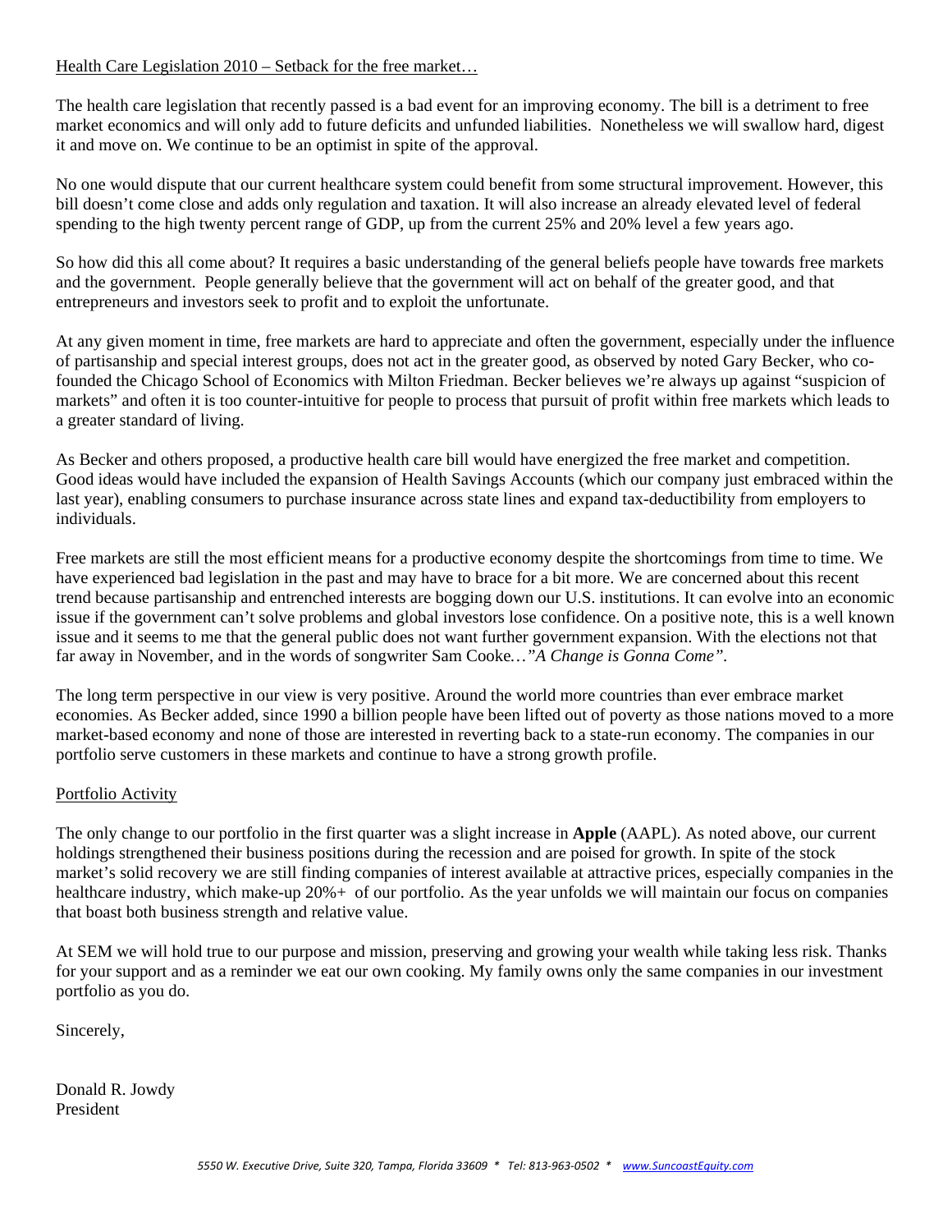Health Care Legislation 2010 – Setback for the free market…

The health care legislation that recently passed is a bad event for an improving economy. The bill is a detriment to free market economics and will only add to future deficits and unfunded liabilities. Nonetheless we will swallow hard, digest it and move on. We continue to be an optimist in spite of the approval.

No one would dispute that our current healthcare system could benefit from some structural improvement. However, this bill doesn't come close and adds only regulation and taxation. It will also increase an already elevated level of federal spending to the high twenty percent range of GDP, up from the current 25% and 20% level a few years ago.

So how did this all come about? It requires a basic understanding of the general beliefs people have towards free markets and the government. People generally believe that the government will act on behalf of the greater good, and that entrepreneurs and investors seek to profit and to exploit the unfortunate.

At any given moment in time, free markets are hard to appreciate and often the government, especially under the influence of partisanship and special interest groups, does not act in the greater good, as observed by noted Gary Becker, who co-founded the Chicago School of Economics with Milton Friedman. Becker believes we're always up against "suspicion of markets" and often it is too counter-intuitive for people to process that pursuit of profit within free markets which leads to a greater standard of living.

As Becker and others proposed, a productive health care bill would have energized the free market and competition. Good ideas would have included the expansion of Health Savings Accounts (which our company just embraced within the last year), enabling consumers to purchase insurance across state lines and expand tax-deductibility from employers to individuals.

Free markets are still the most efficient means for a productive economy despite the shortcomings from time to time. We have experienced bad legislation in the past and may have to brace for a bit more. We are concerned about this recent trend because partisanship and entrenched interests are bogging down our U.S. institutions. It can evolve into an economic issue if the government can't solve problems and global investors lose confidence. On a positive note, this is a well known issue and it seems to me that the general public does not want further government expansion. With the elections not that far away in November, and in the words of songwriter Sam Cooke…*"A Change is Gonna Come"*.

The long term perspective in our view is very positive. Around the world more countries than ever embrace market economies. As Becker added, since 1990 a billion people have been lifted out of poverty as those nations moved to a more market-based economy and none of those are interested in reverting back to a state-run economy. The companies in our portfolio serve customers in these markets and continue to have a strong growth profile.

Portfolio Activity

The only change to our portfolio in the first quarter was a slight increase in **Apple** (AAPL). As noted above, our current holdings strengthened their business positions during the recession and are poised for growth. In spite of the stock market's solid recovery we are still finding companies of interest available at attractive prices, especially companies in the healthcare industry, which make-up 20%+ of our portfolio. As the year unfolds we will maintain our focus on companies that boast both business strength and relative value.

At SEM we will hold true to our purpose and mission, preserving and growing your wealth while taking less risk. Thanks for your support and as a reminder we eat our own cooking. My family owns only the same companies in our investment portfolio as you do.

Sincerely,

Donald R. Jowdy
President

*5550 W. Executive Drive, Suite 320, Tampa, Florida 33609 * Tel: 813-963-0502 * www.SuncoastEquity.com*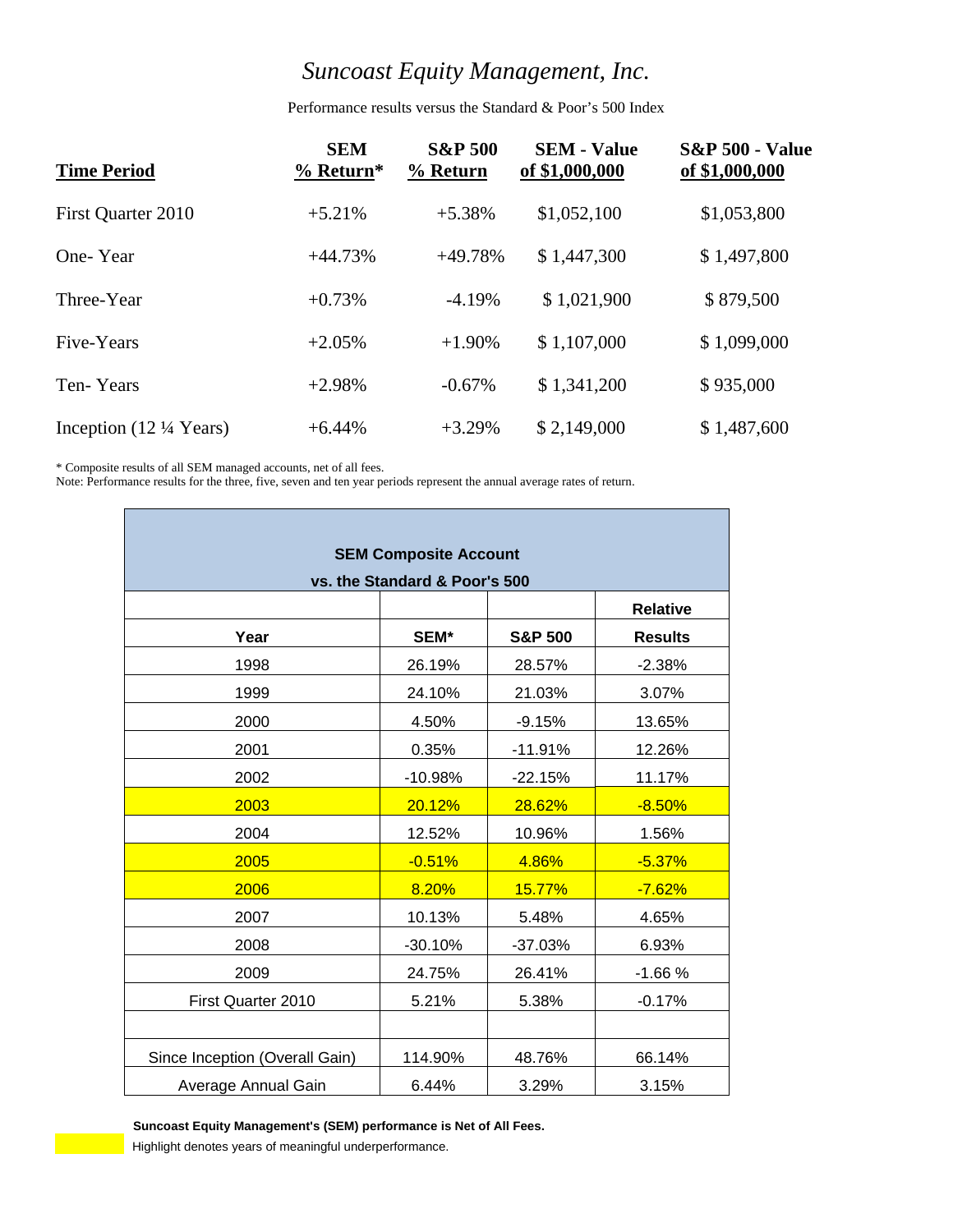# *Suncoast Equity Management, Inc.*

Performance results versus the Standard & Poor's 500 Index

| Time Period | SEM % Return* | S&P 500 % Return | SEM - Value of $1,000,000 | S&P 500 - Value of $1,000,000 |
|---|---|---|---|---|
| First Quarter 2010 | +5.21% | +5.38% | $1,052,100 | $1,053,800 |
| One- Year | +44.73% | +49.78% | $ 1,447,300 | $ 1,497,800 |
| Three-Year | +0.73% | -4.19% | $ 1,021,900 | $ 879,500 |
| Five-Years | +2.05% | +1.90% | $ 1,107,000 | $ 1,099,000 |
| Ten- Years | +2.98% | -0.67% | $ 1,341,200 | $ 935,000 |
| Inception (12 ¼ Years) | +6.44% | +3.29% | $ 2,149,000 | $ 1,487,600 |

* Composite results of all SEM managed accounts, net of all fees.
Note: Performance results for the three, five, seven and ten year periods represent the annual average rates of return.

**SEM Composite Account vs. the Standard & Poor's 500**

| Year | SEM* | S&P 500 | Relative Results |
|---|---|---|---|
| 1998 | 26.19% | 28.57% | -2.38% |
| 1999 | 24.10% | 21.03% | 3.07% |
| 2000 | 4.50% | -9.15% | 13.65% |
| 2001 | 0.35% | -11.91% | 12.26% |
| 2002 | -10.98% | -22.15% | 11.17% |
| 2003 | 20.12% | 28.62% | -8.50% |
| 2004 | 12.52% | 10.96% | 1.56% |
| 2005 | -0.51% | 4.86% | -5.37% |
| 2006 | 8.20% | 15.77% | -7.62% |
| 2007 | 10.13% | 5.48% | 4.65% |
| 2008 | -30.10% | -37.03% | 6.93% |
| 2009 | 24.75% | 26.41% | -1.66 % |
| First Quarter 2010 | 5.21% | 5.38% | -0.17% |
| | | | |
| Since Inception (Overall Gain) | 114.90% | 48.76% | 66.14% |
| Average Annual Gain | 6.44% | 3.29% | 3.15% |

**Suncoast Equity Management's (SEM) performance is Net of All Fees.**

Highlight denotes years of meaningful underperformance.